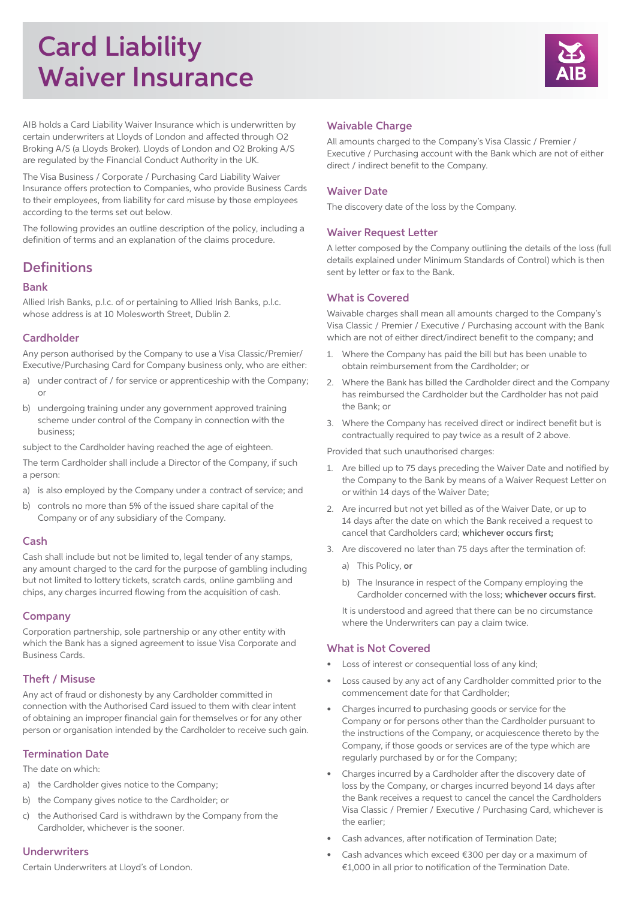# Card Liability Waiver Insurance

AIB holds a Card Liability Waiver Insurance which is underwritten by certain underwriters at Lloyds of London and affected through O2 Broking A/S (a Lloyds Broker). Lloyds of London and O2 Broking A/S are regulated by the Financial Conduct Authority in the UK.

The Visa Business / Corporate / Purchasing Card Liability Waiver Insurance offers protection to Companies, who provide Business Cards to their employees, from liability for card misuse by those employees according to the terms set out below.

The following provides an outline description of the policy, including a definition of terms and an explanation of the claims procedure.

## Definitions

### Bank

Allied Irish Banks, p.l.c. of or pertaining to Allied Irish Banks, p.l.c. whose address is at 10 Molesworth Street, Dublin 2.

### Cardholder

Any person authorised by the Company to use a Visa Classic/Premier/Executive/Purchasing Card for Company business only, who are either:

a) under contract of / for service or apprenticeship with the Company; or

b) undergoing training under any government approved training scheme under control of the Company in connection with the business;

subject to the Cardholder having reached the age of eighteen.

The term Cardholder shall include a Director of the Company, if such a person:

a) is also employed by the Company under a contract of service; and

b) controls no more than 5% of the issued share capital of the Company or of any subsidiary of the Company.

### Cash

Cash shall include but not be limited to, legal tender of any stamps, any amount charged to the card for the purpose of gambling including but not limited to lottery tickets, scratch cards, online gambling and chips, any charges incurred flowing from the acquisition of cash.

### Company

Corporation partnership, sole partnership or any other entity with which the Bank has a signed agreement to issue Visa Corporate and Business Cards.

### Theft / Misuse

Any act of fraud or dishonesty by any Cardholder committed in connection with the Authorised Card issued to them with clear intent of obtaining an improper financial gain for themselves or for any other person or organisation intended by the Cardholder to receive such gain.

### Termination Date

The date on which:

a) the Cardholder gives notice to the Company;

b) the Company gives notice to the Cardholder; or

c) the Authorised Card is withdrawn by the Company from the Cardholder, whichever is the sooner.

### Underwriters

Certain Underwriters at Lloyd's of London.

### Waivable Charge

All amounts charged to the Company's Visa Classic / Premier / Executive / Purchasing account with the Bank which are not of either direct / indirect benefit to the Company.

### Waiver Date

The discovery date of the loss by the Company.

### Waiver Request Letter

A letter composed by the Company outlining the details of the loss (full details explained under Minimum Standards of Control) which is then sent by letter or fax to the Bank.

### What is Covered

Waivable charges shall mean all amounts charged to the Company's Visa Classic / Premier / Executive / Purchasing account with the Bank which are not of either direct/indirect benefit to the company; and

1. Where the Company has paid the bill but has been unable to obtain reimbursement from the Cardholder; or
2. Where the Bank has billed the Cardholder direct and the Company has reimbursed the Cardholder but the Cardholder has not paid the Bank; or
3. Where the Company has received direct or indirect benefit but is contractually required to pay twice as a result of 2 above.

Provided that such unauthorised charges:

1. Are billed up to 75 days preceding the Waiver Date and notified by the Company to the Bank by means of a Waiver Request Letter on or within 14 days of the Waiver Date;
2. Are incurred but not yet billed as of the Waiver Date, or up to 14 days after the date on which the Bank received a request to cancel that Cardholders card; **whichever occurs first;**
3. Are discovered no later than 75 days after the termination of:
   a) This Policy, **or**
   b) The Insurance in respect of the Company employing the Cardholder concerned with the loss; **whichever occurs first.**

   It is understood and agreed that there can be no circumstance where the Underwriters can pay a claim twice.

### What is Not Covered

- Loss of interest or consequential loss of any kind;
- Loss caused by any act of any Cardholder committed prior to the commencement date for that Cardholder;
- Charges incurred to purchasing goods or service for the Company or for persons other than the Cardholder pursuant to the instructions of the Company, or acquiescence thereto by the Company, if those goods or services are of the type which are regularly purchased by or for the Company;
- Charges incurred by a Cardholder after the discovery date of loss by the Company, or charges incurred beyond 14 days after the Bank receives a request to cancel the cancel the Cardholders Visa Classic / Premier / Executive / Purchasing Card, whichever is the earlier;
- Cash advances, after notification of Termination Date;
- Cash advances which exceed €300 per day or a maximum of €1,000 in all prior to notification of the Termination Date.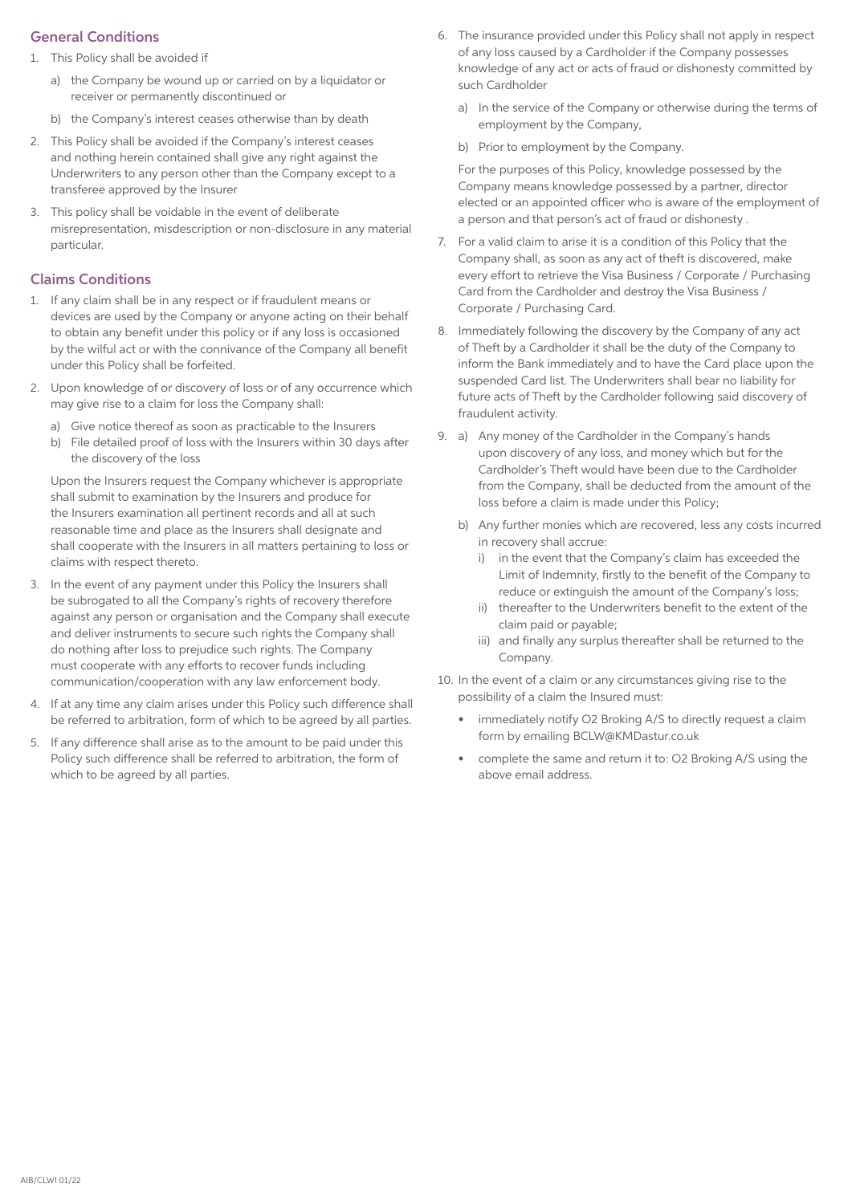## General Conditions

1. This Policy shall be avoided if
   a) the Company be wound up or carried on by a liquidator or receiver or permanently discontinued or
   b) the Company's interest ceases otherwise than by death
2. This Policy shall be avoided if the Company's interest ceases and nothing herein contained shall give any right against the Underwriters to any person other than the Company except to a transferee approved by the Insurer
3. This policy shall be voidable in the event of deliberate misrepresentation, misdescription or non-disclosure in any material particular.

## Claims Conditions

1. If any claim shall be in any respect or if fraudulent means or devices are used by the Company or anyone acting on their behalf to obtain any benefit under this policy or if any loss is occasioned by the wilful act or with the connivance of the Company all benefit under this Policy shall be forfeited.
2. Upon knowledge of or discovery of loss or of any occurrence which may give rise to a claim for loss the Company shall:
   a) Give notice thereof as soon as practicable to the Insurers
   b) File detailed proof of loss with the Insurers within 30 days after the discovery of the loss

   Upon the Insurers request the Company whichever is appropriate shall submit to examination by the Insurers and produce for the Insurers examination all pertinent records and all at such reasonable time and place as the Insurers shall designate and shall cooperate with the Insurers in all matters pertaining to loss or claims with respect thereto.
3. In the event of any payment under this Policy the Insurers shall be subrogated to all the Company's rights of recovery therefore against any person or organisation and the Company shall execute and deliver instruments to secure such rights the Company shall do nothing after loss to prejudice such rights. The Company must cooperate with any efforts to recover funds including communication/cooperation with any law enforcement body.
4. If at any time any claim arises under this Policy such difference shall be referred to arbitration, form of which to be agreed by all parties.
5. If any difference shall arise as to the amount to be paid under this Policy such difference shall be referred to arbitration, the form of which to be agreed by all parties.
6. The insurance provided under this Policy shall not apply in respect of any loss caused by a Cardholder if the Company possesses knowledge of any act or acts of fraud or dishonesty committed by such Cardholder
   a) In the service of the Company or otherwise during the terms of employment by the Company,
   b) Prior to employment by the Company.

   For the purposes of this Policy, knowledge possessed by the Company means knowledge possessed by a partner, director elected or an appointed officer who is aware of the employment of a person and that person's act of fraud or dishonesty .
7. For a valid claim to arise it is a condition of this Policy that the Company shall, as soon as any act of theft is discovered, make every effort to retrieve the Visa Business / Corporate / Purchasing Card from the Cardholder and destroy the Visa Business / Corporate / Purchasing Card.
8. Immediately following the discovery by the Company of any act of Theft by a Cardholder it shall be the duty of the Company to inform the Bank immediately and to have the Card place upon the suspended Card list. The Underwriters shall bear no liability for future acts of Theft by the Cardholder following said discovery of fraudulent activity.
9. a) Any money of the Cardholder in the Company's hands upon discovery of any loss, and money which but for the Cardholder's Theft would have been due to the Cardholder from the Company, shall be deducted from the amount of the loss before a claim is made under this Policy;
   b) Any further monies which are recovered, less any costs incurred in recovery shall accrue:
      i) in the event that the Company's claim has exceeded the Limit of Indemnity, firstly to the benefit of the Company to reduce or extinguish the amount of the Company's loss;
      ii) thereafter to the Underwriters benefit to the extent of the claim paid or payable;
      iii) and finally any surplus thereafter shall be returned to the Company.
10. In the event of a claim or any circumstances giving rise to the possibility of a claim the Insured must:
    - immediately notify O2 Broking A/S to directly request a claim form by emailing BCLW@KMDastur.co.uk
    - complete the same and return it to: O2 Broking A/S using the above email address.

AIB/CLWI 01/22